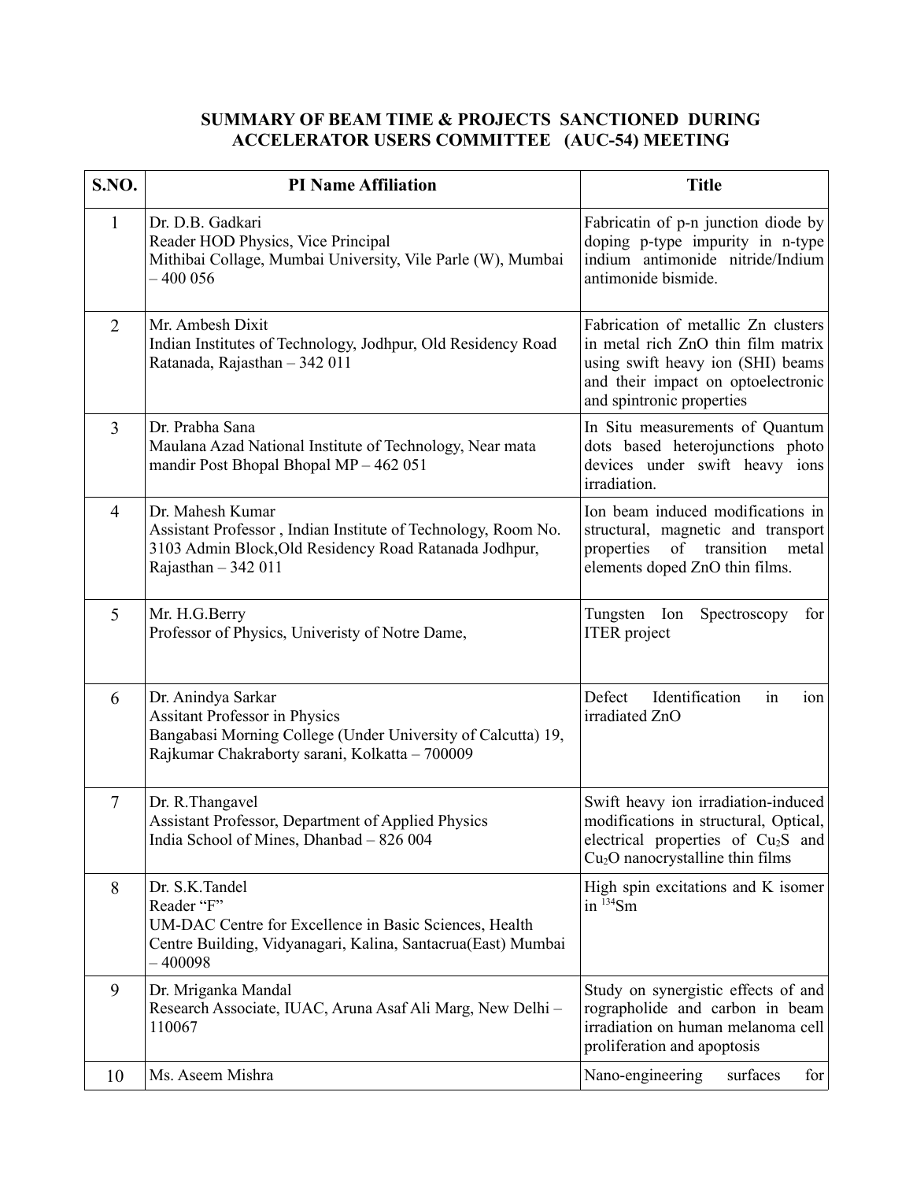# SUMMARY OF BEAM TIME & PROJECTS SANCTIONED DURING ACCELERATOR USERS COMMITTEE (AUC-54) MEETING

| S.NO. | PI Name Affiliation | Title |
|---|---|---|
| 1 | Dr. D.B. Gadkari<br>Reader HOD Physics, Vice Principal<br>Mithibai Collage, Mumbai University, Vile Parle (W), Mumbai – 400 056 | Fabricatin of p-n junction diode by doping p-type impurity in n-type indium antimonide nitride/Indium antimonide bismide. |
| 2 | Mr. Ambesh Dixit<br>Indian Institutes of Technology, Jodhpur, Old Residency Road Ratanada, Rajasthan – 342 011 | Fabrication of metallic Zn clusters in metal rich ZnO thin film matrix using swift heavy ion (SHI) beams and their impact on optoelectronic and spintronic properties |
| 3 | Dr. Prabha Sana<br>Maulana Azad National Institute of Technology, Near mata mandir Post Bhopal Bhopal MP – 462 051 | In Situ measurements of Quantum dots based heterojunctions photo devices under swift heavy ions irradiation. |
| 4 | Dr. Mahesh Kumar<br>Assistant Professor , Indian Institute of Technology, Room No. 3103 Admin Block,Old Residency Road Ratanada Jodhpur, Rajasthan – 342 011 | Ion beam induced modifications in structural, magnetic and transport properties of transition metal elements doped ZnO thin films. |
| 5 | Mr. H.G.Berry<br>Professor of Physics, Univeristy of Notre Dame, | Tungsten Ion Spectroscopy for ITER project |
| 6 | Dr. Anindya Sarkar<br>Assitant Professor in Physics<br>Bangabasi Morning College (Under University of Calcutta) 19, Rajkumar Chakraborty sarani, Kolkatta – 700009 | Defect Identification in ion irradiated ZnO |
| 7 | Dr. R.Thangavel<br>Assistant Professor, Department of Applied Physics<br>India School of Mines, Dhanbad – 826 004 | Swift heavy ion irradiation-induced modifications in structural, Optical, electrical properties of $Cu_2S$ and $Cu_2O$ nanocrystalline thin films |
| 8 | Dr. S.K.Tandel<br>Reader "F"<br>UM-DAC Centre for Excellence in Basic Sciences, Health Centre Building, Vidyanagari, Kalina, Santacrua(East) Mumbai – 400098 | High spin excitations and K isomer in $^{134}$Sm |
| 9 | Dr. Mriganka Mandal<br>Research Associate, IUAC, Aruna Asaf Ali Marg, New Delhi – 110067 | Study on synergistic effects of and rographolide and carbon in beam irradiation on human melanoma cell proliferation and apoptosis |
| 10 | Ms. Aseem Mishra | Nano-engineering surfaces for |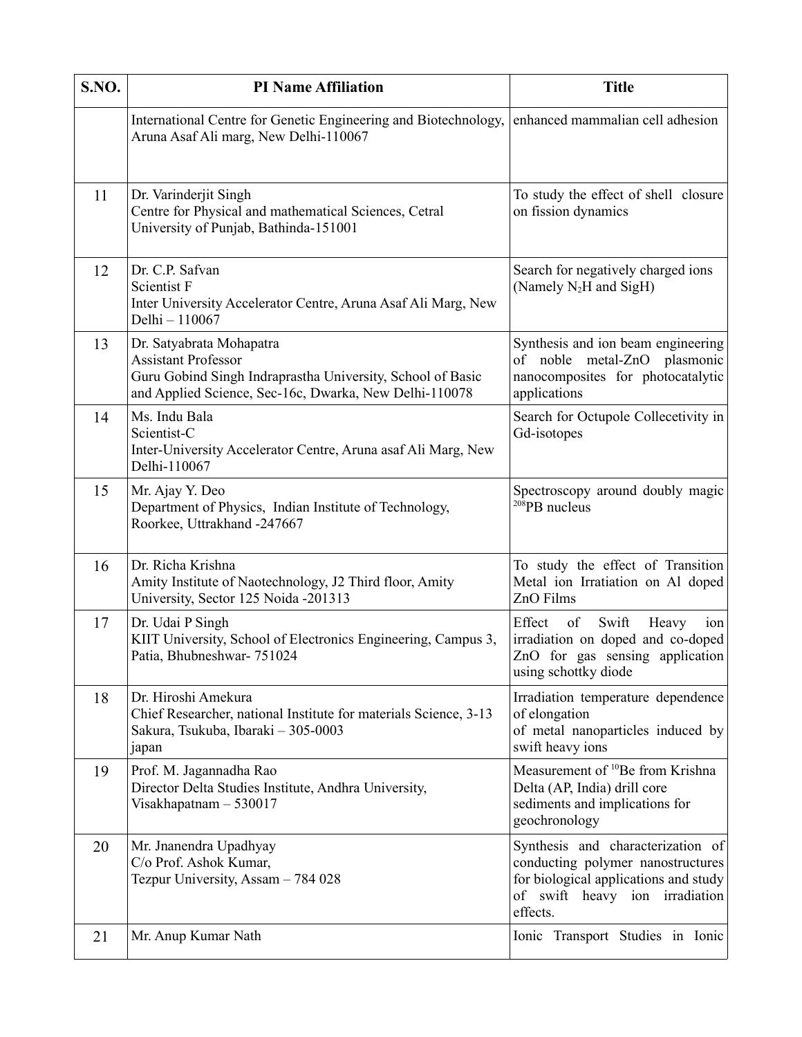| S.NO. | PI Name Affiliation | Title |
|---|---|---|
| | International Centre for Genetic Engineering and Biotechnology, Aruna Asaf Ali marg, New Delhi-110067 | enhanced mammalian cell adhesion |
| 11 | Dr. Varinderjit Singh<br>Centre for Physical and mathematical Sciences, Cetral University of Punjab, Bathinda-151001 | To study the effect of shell closure on fission dynamics |
| 12 | Dr. C.P. Safvan<br>Scientist F<br>Inter University Accelerator Centre, Aruna Asaf Ali Marg, New Delhi – 110067 | Search for negatively charged ions (Namely $N_2H$ and SigH) |
| 13 | Dr. Satyabrata Mohapatra<br>Assistant Professor<br>Guru Gobind Singh Indraprastha University, School of Basic and Applied Science, Sec-16c, Dwarka, New Delhi-110078 | Synthesis and ion beam engineering of noble metal-ZnO plasmonic nanocomposites for photocatalytic applications |
| 14 | Ms. Indu Bala<br>Scientist-C<br>Inter-University Accelerator Centre, Aruna asaf Ali Marg, New Delhi-110067 | Search for Octupole Collecetivity in Gd-isotopes |
| 15 | Mr. Ajay Y. Deo<br>Department of Physics, Indian Institute of Technology, Roorkee, Uttrakhand -247667 | Spectroscopy around doubly magic $^{208}$PB nucleus |
| 16 | Dr. Richa Krishna<br>Amity Institute of Naotechnology, J2 Third floor, Amity University, Sector 125 Noida -201313 | To study the effect of Transition Metal ion Irratiation on Al doped ZnO Films |
| 17 | Dr. Udai P Singh<br>KIIT University, School of Electronics Engineering, Campus 3, Patia, Bhubneshwar- 751024 | Effect of Swift Heavy ion irradiation on doped and co-doped ZnO for gas sensing application using schottky diode |
| 18 | Dr. Hiroshi Amekura<br>Chief Researcher, national Institute for materials Science, 3-13 Sakura, Tsukuba, Ibaraki – 305-0003<br>japan | Irradiation temperature dependence of elongation<br>of metal nanoparticles induced by swift heavy ions |
| 19 | Prof. M. Jagannadha Rao<br>Director Delta Studies Institute, Andhra University, Visakhapatnam – 530017 | Measurement of $^{10}$Be from Krishna Delta (AP, India) drill core sediments and implications for geochronology |
| 20 | Mr. Jnanendra Upadhyay<br>C/o Prof. Ashok Kumar,<br>Tezpur University, Assam – 784 028 | Synthesis and characterization of conducting polymer nanostructures for biological applications and study of swift heavy ion irradiation effects. |
| 21 | Mr. Anup Kumar Nath | Ionic Transport Studies in Ionic |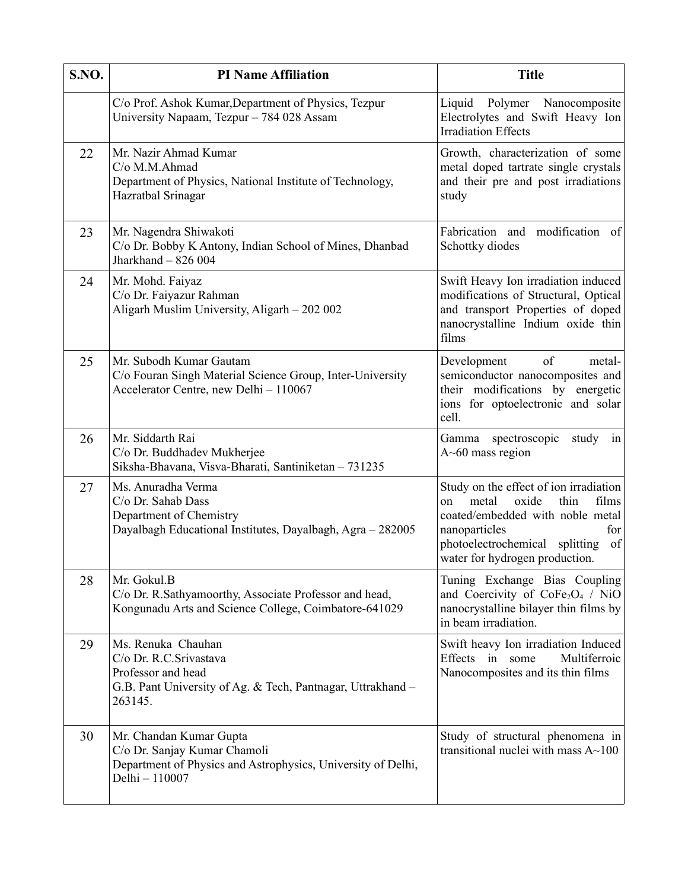| S.NO. | PI Name Affiliation | Title |
|---|---|---|
| | C/o Prof. Ashok Kumar,Department of Physics, Tezpur University Napaam, Tezpur – 784 028 Assam | Liquid Polymer Nanocomposite Electrolytes and Swift Heavy Ion Irradiation Effects |
| 22 | Mr. Nazir Ahmad Kumar<br>C/o M.M.Ahmad<br>Department of Physics, National Institute of Technology, Hazratbal Srinagar | Growth, characterization of some metal doped tartrate single crystals and their pre and post irradiations study |
| 23 | Mr. Nagendra Shiwakoti<br>C/o Dr. Bobby K Antony, Indian School of Mines, Dhanbad Jharkhand – 826 004 | Fabrication and modification of Schottky diodes |
| 24 | Mr. Mohd. Faiyaz<br>C/o Dr. Faiyazur Rahman<br>Aligarh Muslim University, Aligarh – 202 002 | Swift Heavy Ion irradiation induced modifications of Structural, Optical and transport Properties of doped nanocrystalline Indium oxide thin films |
| 25 | Mr. Subodh Kumar Gautam<br>C/o Fouran Singh Material Science Group, Inter-University Accelerator Centre, new Delhi – 110067 | Development of metal-semiconductor nanocomposites and their modifications by energetic ions for optoelectronic and solar cell. |
| 26 | Mr. Siddarth Rai<br>C/o Dr. Buddhadev Mukherjee<br>Siksha-Bhavana, Visva-Bharati, Santiniketan – 731235 | Gamma spectroscopic study in A~60 mass region |
| 27 | Ms. Anuradha Verma<br>C/o Dr. Sahab Dass<br>Department of Chemistry<br>Dayalbagh Educational Institutes, Dayalbagh, Agra – 282005 | Study on the effect of ion irradiation on metal oxide thin films coated/embedded with noble metal nanoparticles for photoelectrochemical splitting of water for hydrogen production. |
| 28 | Mr. Gokul.B<br>C/o Dr. R.Sathyamoorthy, Associate Professor and head, Kongunadu Arts and Science College, Coimbatore-641029 | Tuning Exchange Bias Coupling and Coercivity of $CoFe_2O_4$ / NiO nanocrystalline bilayer thin films by in beam irradiation. |
| 29 | Ms. Renuka Chauhan<br>C/o Dr. R.C.Srivastava<br>Professor and head<br>G.B. Pant University of Ag. & Tech, Pantnagar, Uttrakhand – 263145. | Swift heavy Ion irradiation Induced Effects in some Multiferroic Nanocomposites and its thin films |
| 30 | Mr. Chandan Kumar Gupta<br>C/o Dr. Sanjay Kumar Chamoli<br>Department of Physics and Astrophysics, University of Delhi, Delhi – 110007 | Study of structural phenomena in transitional nuclei with mass A~100 |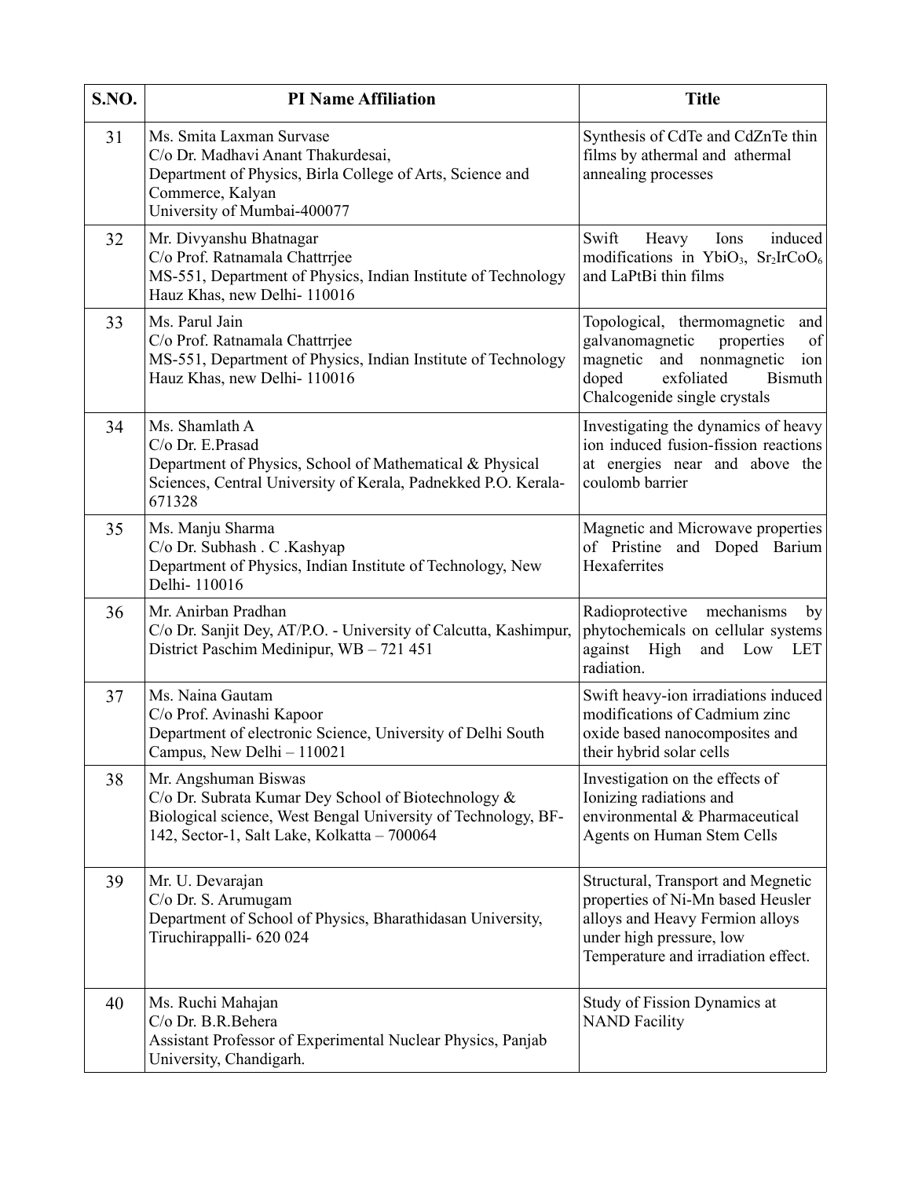| S.NO. | PI Name Affiliation | Title |
|---|---|---|
| 31 | Ms. Smita Laxman Survase<br>C/o Dr. Madhavi Anant Thakurdesai,<br>Department of Physics, Birla College of Arts, Science and Commerce, Kalyan<br>University of Mumbai-400077 | Synthesis of CdTe and CdZnTe thin films by athermal and athermal annealing processes |
| 32 | Mr. Divyanshu Bhatnagar<br>C/o Prof. Ratnamala Chattrrjee<br>MS-551, Department of Physics, Indian Institute of Technology Hauz Khas, new Delhi- 110016 | Swift Heavy Ions induced modifications in $YbiO_3$, $Sr_2IrCoO_6$ and LaPtBi thin films |
| 33 | Ms. Parul Jain<br>C/o Prof. Ratnamala Chattrrjee<br>MS-551, Department of Physics, Indian Institute of Technology Hauz Khas, new Delhi- 110016 | Topological, thermomagnetic and galvanomagnetic properties of magnetic and nonmagnetic ion doped exfoliated Bismuth Chalcogenide single crystals |
| 34 | Ms. Shamlath A<br>C/o Dr. E.Prasad<br>Department of Physics, School of Mathematical & Physical Sciences, Central University of Kerala, Padnekked P.O. Kerala-671328 | Investigating the dynamics of heavy ion induced fusion-fission reactions at energies near and above the coulomb barrier |
| 35 | Ms. Manju Sharma<br>C/o Dr. Subhash . C .Kashyap<br>Department of Physics, Indian Institute of Technology, New Delhi- 110016 | Magnetic and Microwave properties of Pristine and Doped Barium Hexaferrites |
| 36 | Mr. Anirban Pradhan<br>C/o Dr. Sanjit Dey, AT/P.O. - University of Calcutta, Kashimpur, District Paschim Medinipur, WB – 721 451 | Radioprotective mechanisms by phytochemicals on cellular systems against High and Low LET radiation. |
| 37 | Ms. Naina Gautam<br>C/o Prof. Avinashi Kapoor<br>Department of electronic Science, University of Delhi South Campus, New Delhi – 110021 | Swift heavy-ion irradiations induced modifications of Cadmium zinc oxide based nanocomposites and their hybrid solar cells |
| 38 | Mr. Angshuman Biswas<br>C/o Dr. Subrata Kumar Dey School of Biotechnology & Biological science, West Bengal University of Technology, BF-142, Sector-1, Salt Lake, Kolkatta – 700064 | Investigation on the effects of Ionizing radiations and environmental & Pharmaceutical Agents on Human Stem Cells |
| 39 | Mr. U. Devarajan<br>C/o Dr. S. Arumugam<br>Department of School of Physics, Bharathidasan University, Tiruchirappalli- 620 024 | Structural, Transport and Megnetic properties of Ni-Mn based Heusler alloys and Heavy Fermion alloys under high pressure, low Temperature and irradiation effect. |
| 40 | Ms. Ruchi Mahajan<br>C/o Dr. B.R.Behera<br>Assistant Professor of Experimental Nuclear Physics, Panjab University, Chandigarh. | Study of Fission Dynamics at NAND Facility |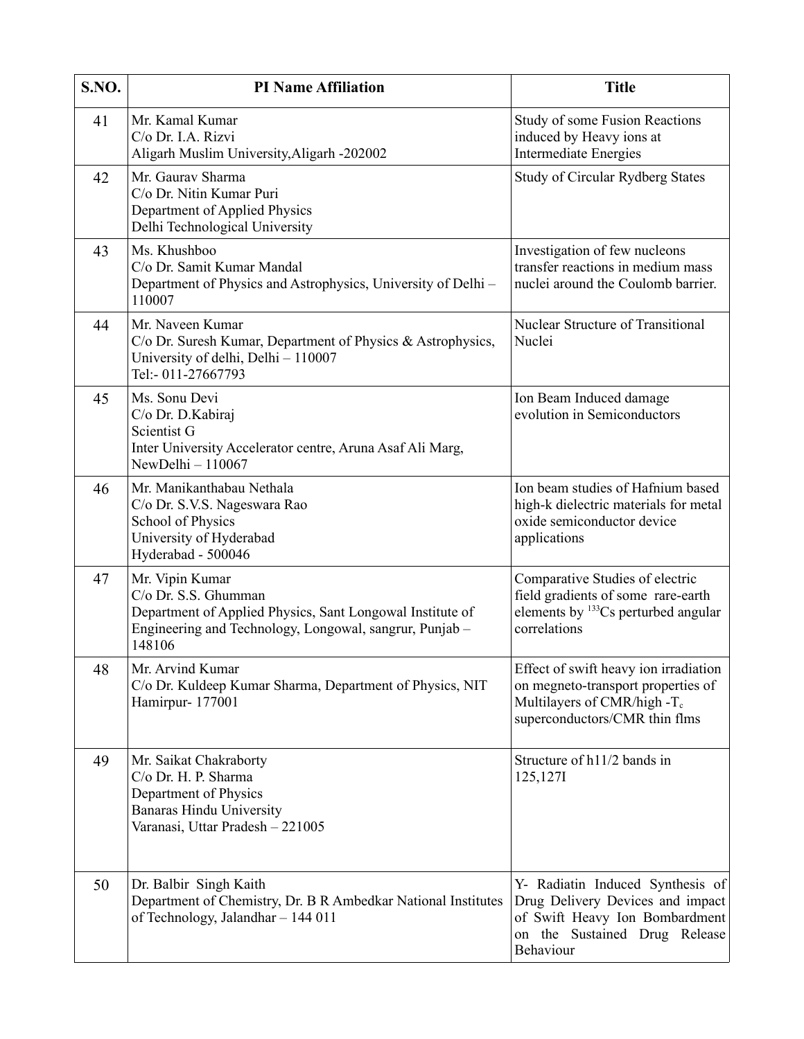| S.NO. | PI Name Affiliation | Title |
|---|---|---|
| 41 | Mr. Kamal Kumar<br>C/o Dr. I.A. Rizvi<br>Aligarh Muslim University,Aligarh -202002 | Study of some Fusion Reactions induced by Heavy ions at Intermediate Energies |
| 42 | Mr. Gaurav Sharma<br>C/o Dr. Nitin Kumar Puri<br>Department of Applied Physics<br>Delhi Technological University | Study of Circular Rydberg States |
| 43 | Ms. Khushboo<br>C/o Dr. Samit Kumar Mandal<br>Department of Physics and Astrophysics, University of Delhi – 110007 | Investigation of few nucleons transfer reactions in medium mass nuclei around the Coulomb barrier. |
| 44 | Mr. Naveen Kumar<br>C/o Dr. Suresh Kumar, Department of Physics & Astrophysics, University of delhi, Delhi – 110007<br>Tel:- 011-27667793 | Nuclear Structure of Transitional Nuclei |
| 45 | Ms. Sonu Devi<br>C/o Dr. D.Kabiraj<br>Scientist G<br>Inter University Accelerator centre, Aruna Asaf Ali Marg, NewDelhi – 110067 | Ion Beam Induced damage evolution in Semiconductors |
| 46 | Mr. Manikanthabau Nethala<br>C/o Dr. S.V.S. Nageswara Rao<br>School of Physics<br>University of Hyderabad<br>Hyderabad - 500046 | Ion beam studies of Hafnium based high-k dielectric materials for metal oxide semiconductor device applications |
| 47 | Mr. Vipin Kumar<br>C/o Dr. S.S. Ghumman<br>Department of Applied Physics, Sant Longowal Institute of Engineering and Technology, Longowal, sangrur, Punjab – 148106 | Comparative Studies of electric field gradients of some rare-earth elements by $^{133}$Cs perturbed angular correlations |
| 48 | Mr. Arvind Kumar<br>C/o Dr. Kuldeep Kumar Sharma, Department of Physics, NIT Hamirpur- 177001 | Effect of swift heavy ion irradiation on megneto-transport properties of Multilayers of CMR/high -$T_c$ superconductors/CMR thin flms |
| 49 | Mr. Saikat Chakraborty<br>C/o Dr. H. P. Sharma<br>Department of Physics<br>Banaras Hindu University<br>Varanasi, Uttar Pradesh – 221005 | Structure of h11/2 bands in 125,127I |
| 50 | Dr. Balbir Singh Kaith<br>Department of Chemistry, Dr. B R Ambedkar National Institutes of Technology, Jalandhar – 144 011 | Y- Radiatin Induced Synthesis of Drug Delivery Devices and impact of Swift Heavy Ion Bombardment on the Sustained Drug Release Behaviour |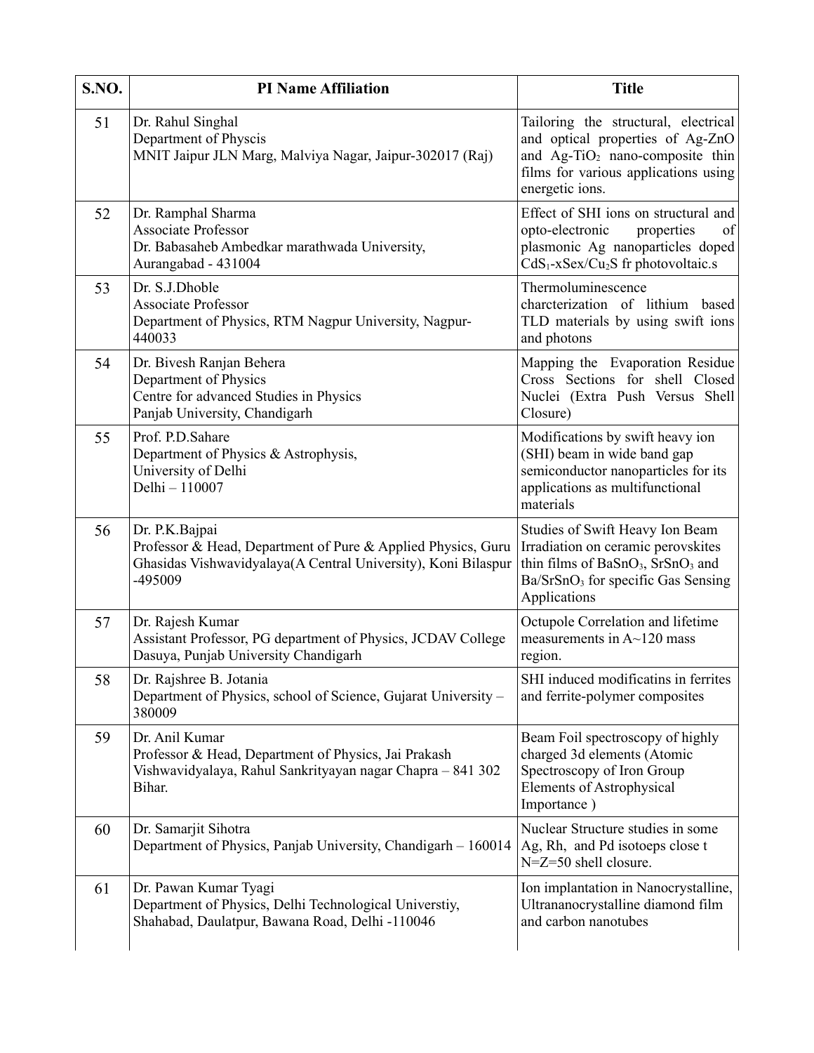| S.NO. | PI Name Affiliation | Title |
|---|---|---|
| 51 | Dr. Rahul Singhal<br>Department of Physcis<br>MNIT Jaipur JLN Marg, Malviya Nagar, Jaipur-302017 (Raj) | Tailoring the structural, electrical and optical properties of Ag-ZnO and Ag-$TiO_2$ nano-composite thin films for various applications using energetic ions. |
| 52 | Dr. Ramphal Sharma<br>Associate Professor<br>Dr. Babasaheb Ambedkar marathwada University, Aurangabad - 431004 | Effect of SHI ions on structural and opto-electronic properties of plasmonic Ag nanoparticles doped $CdS_1$-xSex/$Cu_2S$ fr photovoltaic.s |
| 53 | Dr. S.J.Dhoble<br>Associate Professor<br>Department of Physics, RTM Nagpur University, Nagpur-440033 | Thermoluminescence charcterization of lithium based TLD materials by using swift ions and photons |
| 54 | Dr. Bivesh Ranjan Behera<br>Department of Physics<br>Centre for advanced Studies in Physics<br>Panjab University, Chandigarh | Mapping the Evaporation Residue Cross Sections for shell Closed Nuclei (Extra Push Versus Shell Closure) |
| 55 | Prof. P.D.Sahare<br>Department of Physics & Astrophysis,<br>University of Delhi<br>Delhi – 110007 | Modifications by swift heavy ion (SHI) beam in wide band gap semiconductor nanoparticles for its applications as multifunctional materials |
| 56 | Dr. P.K.Bajpai<br>Professor & Head, Department of Pure & Applied Physics, Guru Ghasidas Vishwavidyalaya(A Central University), Koni Bilaspur -495009 | Studies of Swift Heavy Ion Beam Irradiation on ceramic perovskites thin films of $BaSnO_3$, $SrSnO_3$ and Ba/$SrSnO_3$ for specific Gas Sensing Applications |
| 57 | Dr. Rajesh Kumar<br>Assistant Professor, PG department of Physics, JCDAV College Dasuya, Punjab University Chandigarh | Octupole Correlation and lifetime measurements in A~120 mass region. |
| 58 | Dr. Rajshree B. Jotania<br>Department of Physics, school of Science, Gujarat University – 380009 | SHI induced modificatins in ferrites and ferrite-polymer composites |
| 59 | Dr. Anil Kumar<br>Professor & Head, Department of Physics, Jai Prakash Vishwavidyalaya, Rahul Sankrityayan nagar Chapra – 841 302 Bihar. | Beam Foil spectroscopy of highly charged 3d elements (Atomic Spectroscopy of Iron Group Elements of Astrophysical Importance ) |
| 60 | Dr. Samarjit Sihotra<br>Department of Physics, Panjab University, Chandigarh – 160014 | Nuclear Structure studies in some Ag, Rh, and Pd isotoeps close t N=Z=50 shell closure. |
| 61 | Dr. Pawan Kumar Tyagi<br>Department of Physics, Delhi Technological Universtiy, Shahabad, Daulatpur, Bawana Road, Delhi -110046 | Ion implantation in Nanocrystalline, Ultrananocrystalline diamond film and carbon nanotubes |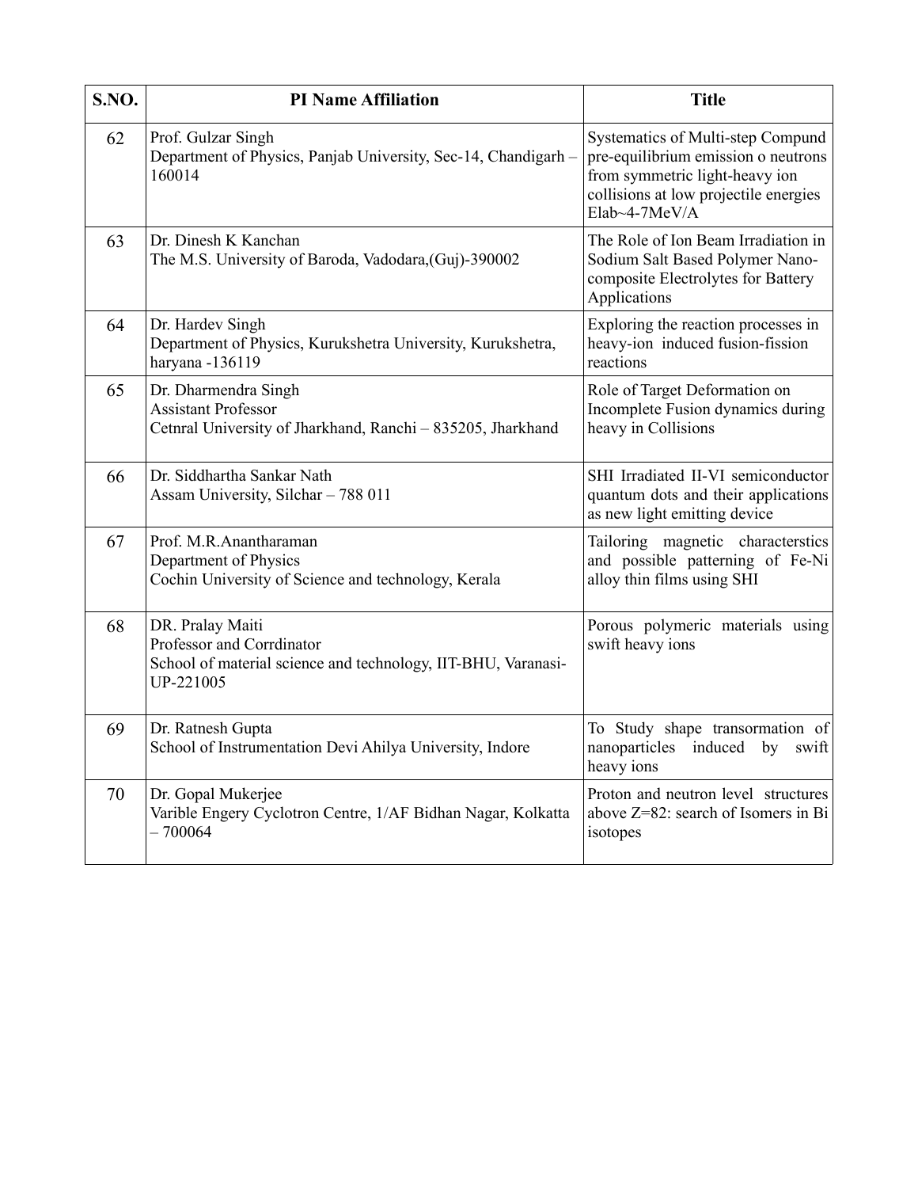| S.NO. | PI Name Affiliation | Title |
|---|---|---|
| 62 | Prof. Gulzar Singh<br>Department of Physics, Panjab University, Sec-14, Chandigarh – 160014 | Systematics of Multi-step Compund pre-equilibrium emission o neutrons from symmetric light-heavy ion collisions at low projectile energies Elab~4-7MeV/A |
| 63 | Dr. Dinesh K Kanchan<br>The M.S. University of Baroda, Vadodara,(Guj)-390002 | The Role of Ion Beam Irradiation in Sodium Salt Based Polymer Nano-composite Electrolytes for Battery Applications |
| 64 | Dr. Hardev Singh<br>Department of Physics, Kurukshetra University, Kurukshetra, haryana -136119 | Exploring the reaction processes in heavy-ion induced fusion-fission reactions |
| 65 | Dr. Dharmendra Singh<br>Assistant Professor<br>Cetnral University of Jharkhand, Ranchi – 835205, Jharkhand | Role of Target Deformation on Incomplete Fusion dynamics during heavy in Collisions |
| 66 | Dr. Siddhartha Sankar Nath<br>Assam University, Silchar – 788 011 | SHI Irradiated II-VI semiconductor quantum dots and their applications as new light emitting device |
| 67 | Prof. M.R.Anantharaman<br>Department of Physics<br>Cochin University of Science and technology, Kerala | Tailoring magnetic characterstics and possible patterning of Fe-Ni alloy thin films using SHI |
| 68 | DR. Pralay Maiti<br>Professor and Corrdinator<br>School of material science and technology, IIT-BHU, Varanasi-UP-221005 | Porous polymeric materials using swift heavy ions |
| 69 | Dr. Ratnesh Gupta<br>School of Instrumentation Devi Ahilya University, Indore | To Study shape transormation of nanoparticles induced by swift heavy ions |
| 70 | Dr. Gopal Mukerjee<br>Varible Engery Cyclotron Centre, 1/AF Bidhan Nagar, Kolkatta – 700064 | Proton and neutron level structures above Z=82: search of Isomers in Bi isotopes |